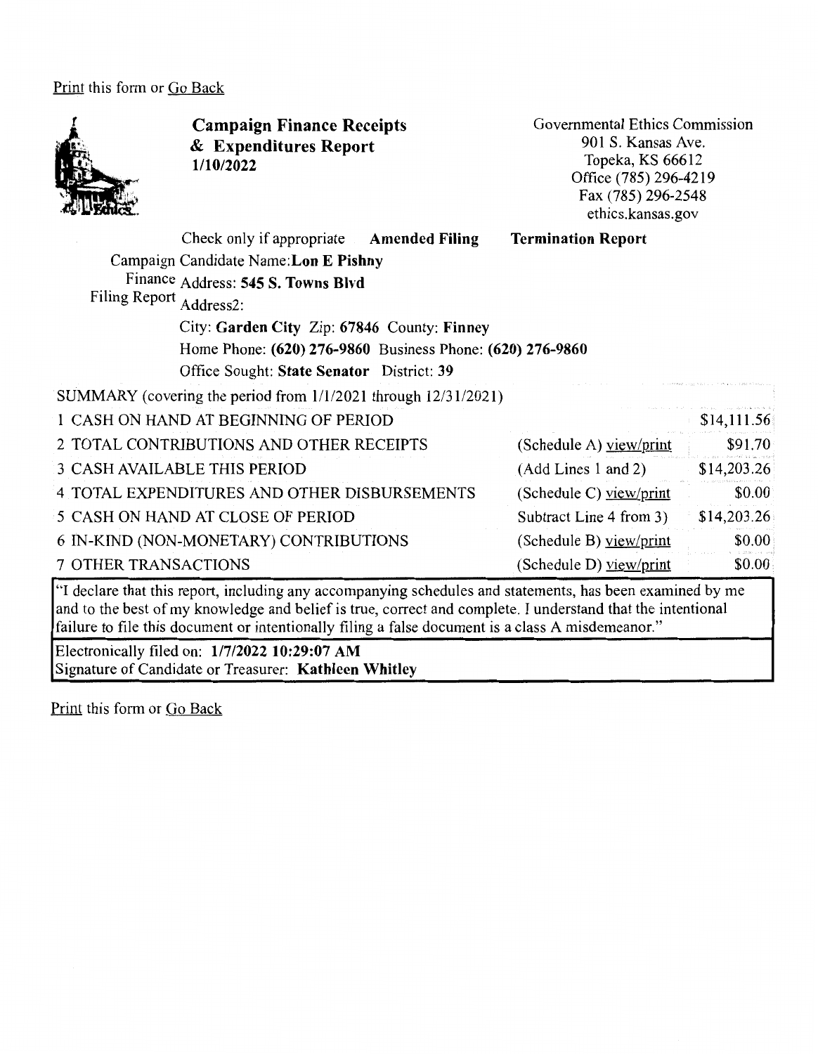Print this form or Go Back

# Campaign Finance Receipts & Expenditures Report
**1/10/2022**

Governmental Ethics Commission
901 S. Kansas Ave.
Topeka, KS 66612
Office (785) 296-4219
Fax (785) 296-2548
ethics.kansas.gov

Check only if appropriate **Amended Filing** **Termination Report**

Campaign Finance Filing Report

Candidate Name: **Lon E Pishny**
Address: **545 S. Towns Blvd**
Address2:
City: **Garden City** Zip: **67846** County: **Finney**
Home Phone: **(620) 276-9860** Business Phone: **(620) 276-9860**
Office Sought: **State Senator** District: **39**

| SUMMARY (covering the period from 1/1/2021 through 12/31/2021) | | |
|---|---|---|
| 1 CASH ON HAND AT BEGINNING OF PERIOD | | $14,111.56 |
| 2 TOTAL CONTRIBUTIONS AND OTHER RECEIPTS | (Schedule A) view/print | $91.70 |
| 3 CASH AVAILABLE THIS PERIOD | (Add Lines 1 and 2) | $14,203.26 |
| 4 TOTAL EXPENDITURES AND OTHER DISBURSEMENTS | (Schedule C) view/print | $0.00 |
| 5 CASH ON HAND AT CLOSE OF PERIOD | Subtract Line 4 from 3) | $14,203.26 |
| 6 IN-KIND (NON-MONETARY) CONTRIBUTIONS | (Schedule B) view/print | $0.00 |
| 7 OTHER TRANSACTIONS | (Schedule D) view/print | $0.00 |

"I declare that this report, including any accompanying schedules and statements, has been examined by me and to the best of my knowledge and belief is true, correct and complete. I understand that the intentional failure to file this document or intentionally filing a false document is a class A misdemeanor."

Electronically filed on: **1/7/2022 10:29:07 AM**
Signature of Candidate or Treasurer: **Kathleen Whitley**

Print this form or Go Back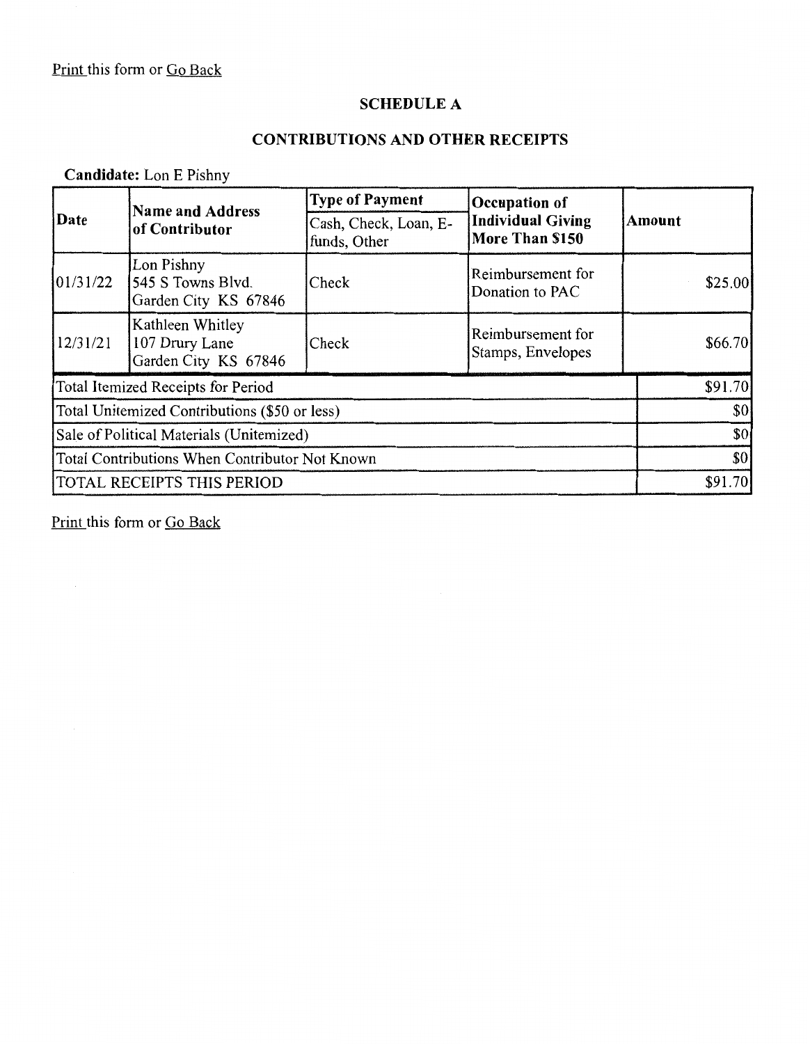Print this form or Go Back

## SCHEDULE A

## CONTRIBUTIONS AND OTHER RECEIPTS

**Candidate:** Lon E Pishny

| Date | Name and Address of Contributor | Type of Payment<br>Cash, Check, Loan, E-funds, Other | Occupation of Individual Giving More Than $150 | Amount |
|---|---|---|---|---|
| 01/31/22 | Lon Pishny<br>545 S Towns Blvd.<br>Garden City KS 67846 | Check | Reimbursement for Donation to PAC | $25.00 |
| 12/31/21 | Kathleen Whitley<br>107 Drury Lane<br>Garden City KS 67846 | Check | Reimbursement for Stamps, Envelopes | $66.70 |
| Total Itemized Receipts for Period | | | | $91.70 |
| Total Unitemized Contributions ($50 or less) | | | | $0 |
| Sale of Political Materials (Unitemized) | | | | $0 |
| Total Contributions When Contributor Not Known | | | | $0 |
| TOTAL RECEIPTS THIS PERIOD | | | | $91.70 |

Print this form or Go Back